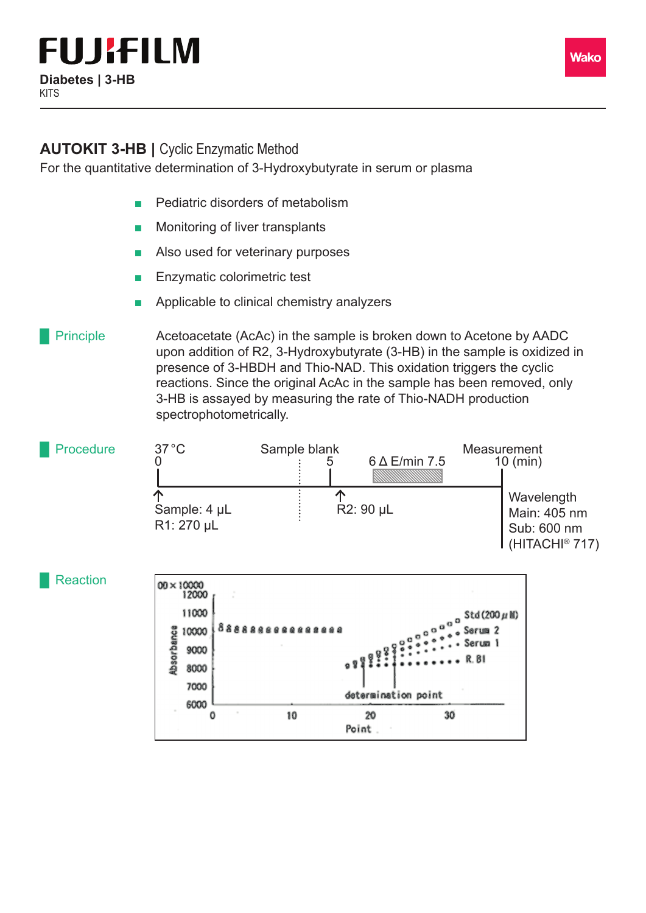FUJIFILM

**Diabetes | 3-HB**
KITS

Wako

## AUTOKIT 3-HB | Cyclic Enzymatic Method

For the quantitative determination of 3-Hydroxybutyrate in serum or plasma

- Pediatric disorders of metabolism
- Monitoring of liver transplants
- Also used for veterinary purposes
- Enzymatic colorimetric test
- Applicable to clinical chemistry analyzers

### Principle

Acetoacetate (AcAc) in the sample is broken down to Acetone by AADC upon addition of R2, 3-Hydroxybutyrate (3-HB) in the sample is oxidized in presence of 3-HBDH and Thio-NAD. This oxidation triggers the cyclic reactions. Since the original AcAc in the sample has been removed, only 3-HB is assayed by measuring the rate of Thio-NADH production spectrophotometrically.

### Procedure

37 °C

0 → Sample: 4 µL, R1: 270 µL

Sample blank

5 → R2: 90 µL

6 ΔE/min 7.5

Measurement

10 (min)

Wavelength
Main: 405 nm
Sub: 600 nm
(HITACHI® 717)

### Reaction

OD × 10000

Absorbance: 12000, 11000, 10000, 9000, 8000, 7000, 6000

Point: 0, 10, 20, 30

Std (200 µM), Serum 2, Serum 1, R. Bl

determination point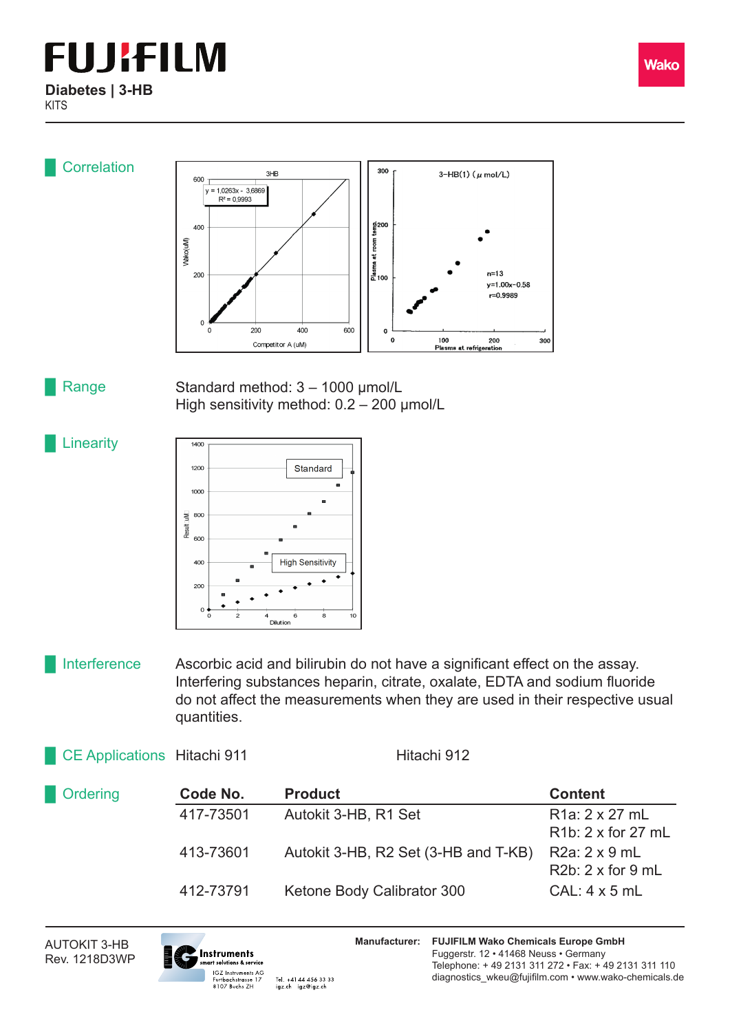FUJIFILM

**Diabetes | 3-HB**

KITS

Wako

## Correlation

3HB

y = 1,0263x - 3,6869

$R^2$ = 0,9993

600

400

200

0

0 200 400 600

Wako(uM)

Competitor A (uM)

3-HB(1) (μ mol/L)

300

200

100

0

0 100 200 300

Plasma at room temp.

Plasma at refrigeration

n=13

y=1.00x−0.58

r=0.9989

## Range

Standard method: 3 – 1000 µmol/L
High sensitivity method: 0.2 – 200 µmol/L

## Linearity

Standard

High Sensitivity

1400

1200

1000

800

600

400

200

0

0 2 4 6 8 10

Result uM

Dilution

## Interference

Ascorbic acid and bilirubin do not have a significant effect on the assay. Interfering substances heparin, citrate, oxalate, EDTA and sodium fluoride do not affect the measurements when they are used in their respective usual quantities.

## CE Applications

Hitachi 911 Hitachi 912

## Ordering

| Code No. | Product | Content |
|---|---|---|
| 417-73501 | Autokit 3-HB, R1 Set | R1a: 2 x 27 mL<br>R1b: 2 x for 27 mL |
| 413-73601 | Autokit 3-HB, R2 Set (3-HB and T-KB) | R2a: 2 x 9 mL<br>R2b: 2 x for 9 mL |
| 412-73791 | Ketone Body Calibrator 300 | CAL: 4 x 5 mL |

AUTOKIT 3-HB
Rev. 1218D3WP

IG Instruments smart solutions & service
IGZ Instruments AG
Furtbachstrasse 17
8107 Buchs ZH
Tel. +41 44 456 33 33
igz.ch igz@igz.ch

**Manufacturer:** **FUJIFILM Wako Chemicals Europe GmbH**
Fuggerstr. 12 • 41468 Neuss • Germany
Telephone: + 49 2131 311 272 • Fax: + 49 2131 311 110
diagnostics_wkeu@fujifilm.com • www.wako-chemicals.de